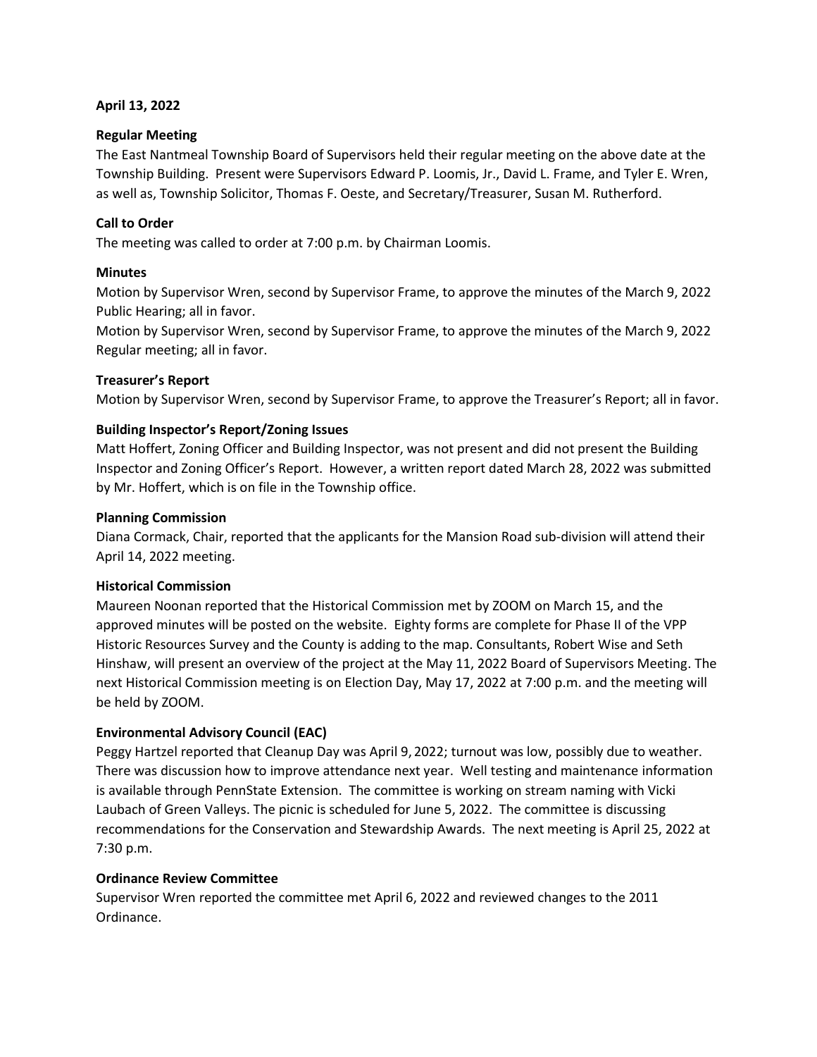**April 13, 2022**

**Regular Meeting**

The East Nantmeal Township Board of Supervisors held their regular meeting on the above date at the Township Building. Present were Supervisors Edward P. Loomis, Jr., David L. Frame, and Tyler E. Wren, as well as, Township Solicitor, Thomas F. Oeste, and Secretary/Treasurer, Susan M. Rutherford.

**Call to Order**

The meeting was called to order at 7:00 p.m. by Chairman Loomis.

**Minutes**

Motion by Supervisor Wren, second by Supervisor Frame, to approve the minutes of the March 9, 2022 Public Hearing; all in favor.

Motion by Supervisor Wren, second by Supervisor Frame, to approve the minutes of the March 9, 2022 Regular meeting; all in favor.

**Treasurer's Report**

Motion by Supervisor Wren, second by Supervisor Frame, to approve the Treasurer's Report; all in favor.

**Building Inspector's Report/Zoning Issues**

Matt Hoffert, Zoning Officer and Building Inspector, was not present and did not present the Building Inspector and Zoning Officer's Report. However, a written report dated March 28, 2022 was submitted by Mr. Hoffert, which is on file in the Township office.

**Planning Commission**

Diana Cormack, Chair, reported that the applicants for the Mansion Road sub-division will attend their April 14, 2022 meeting.

**Historical Commission**

Maureen Noonan reported that the Historical Commission met by ZOOM on March 15, and the approved minutes will be posted on the website. Eighty forms are complete for Phase II of the VPP Historic Resources Survey and the County is adding to the map. Consultants, Robert Wise and Seth Hinshaw, will present an overview of the project at the May 11, 2022 Board of Supervisors Meeting. The next Historical Commission meeting is on Election Day, May 17, 2022 at 7:00 p.m. and the meeting will be held by ZOOM.

**Environmental Advisory Council (EAC)**

Peggy Hartzel reported that Cleanup Day was April 9, 2022; turnout was low, possibly due to weather. There was discussion how to improve attendance next year. Well testing and maintenance information is available through PennState Extension. The committee is working on stream naming with Vicki Laubach of Green Valleys. The picnic is scheduled for June 5, 2022. The committee is discussing recommendations for the Conservation and Stewardship Awards. The next meeting is April 25, 2022 at 7:30 p.m.

**Ordinance Review Committee**

Supervisor Wren reported the committee met April 6, 2022 and reviewed changes to the 2011 Ordinance.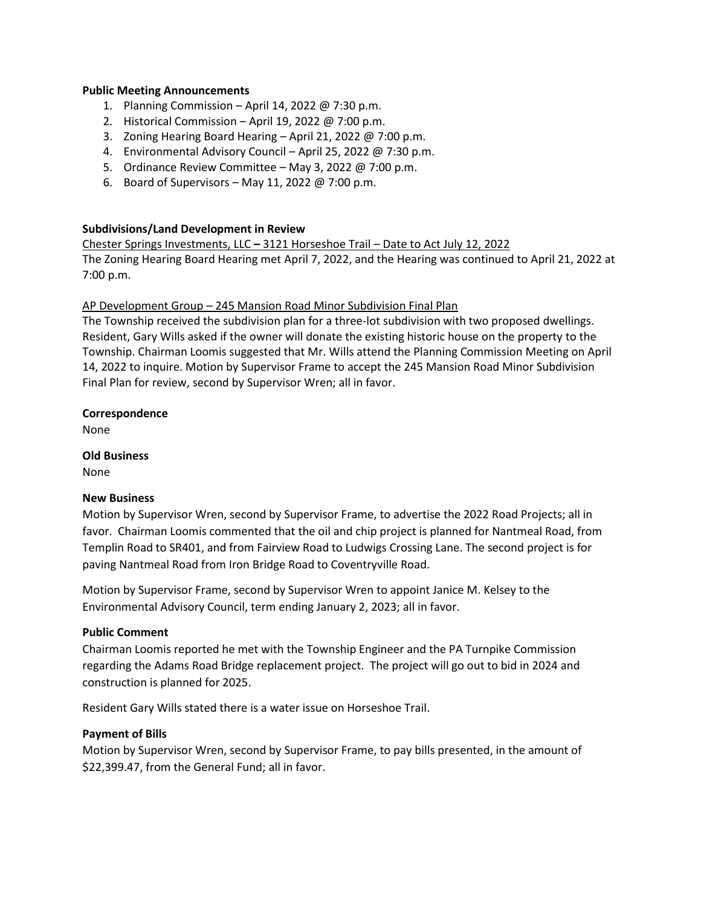**Public Meeting Announcements**

1. Planning Commission – April 14, 2022 @ 7:30 p.m.
2. Historical Commission – April 19, 2022 @ 7:00 p.m.
3. Zoning Hearing Board Hearing – April 21, 2022 @ 7:00 p.m.
4. Environmental Advisory Council – April 25, 2022 @ 7:30 p.m.
5. Ordinance Review Committee – May 3, 2022 @ 7:00 p.m.
6. Board of Supervisors – May 11, 2022 @ 7:00 p.m.

**Subdivisions/Land Development in Review**

Chester Springs Investments, LLC – 3121 Horseshoe Trail – Date to Act July 12, 2022

The Zoning Hearing Board Hearing met April 7, 2022, and the Hearing was continued to April 21, 2022 at 7:00 p.m.

AP Development Group – 245 Mansion Road Minor Subdivision Final Plan

The Township received the subdivision plan for a three-lot subdivision with two proposed dwellings. Resident, Gary Wills asked if the owner will donate the existing historic house on the property to the Township. Chairman Loomis suggested that Mr. Wills attend the Planning Commission Meeting on April 14, 2022 to inquire. Motion by Supervisor Frame to accept the 245 Mansion Road Minor Subdivision Final Plan for review, second by Supervisor Wren; all in favor.

**Correspondence**

None

**Old Business**

None

**New Business**

Motion by Supervisor Wren, second by Supervisor Frame, to advertise the 2022 Road Projects; all in favor. Chairman Loomis commented that the oil and chip project is planned for Nantmeal Road, from Templin Road to SR401, and from Fairview Road to Ludwigs Crossing Lane. The second project is for paving Nantmeal Road from Iron Bridge Road to Coventryville Road.

Motion by Supervisor Frame, second by Supervisor Wren to appoint Janice M. Kelsey to the Environmental Advisory Council, term ending January 2, 2023; all in favor.

**Public Comment**

Chairman Loomis reported he met with the Township Engineer and the PA Turnpike Commission regarding the Adams Road Bridge replacement project. The project will go out to bid in 2024 and construction is planned for 2025.

Resident Gary Wills stated there is a water issue on Horseshoe Trail.

**Payment of Bills**

Motion by Supervisor Wren, second by Supervisor Frame, to pay bills presented, in the amount of $22,399.47, from the General Fund; all in favor.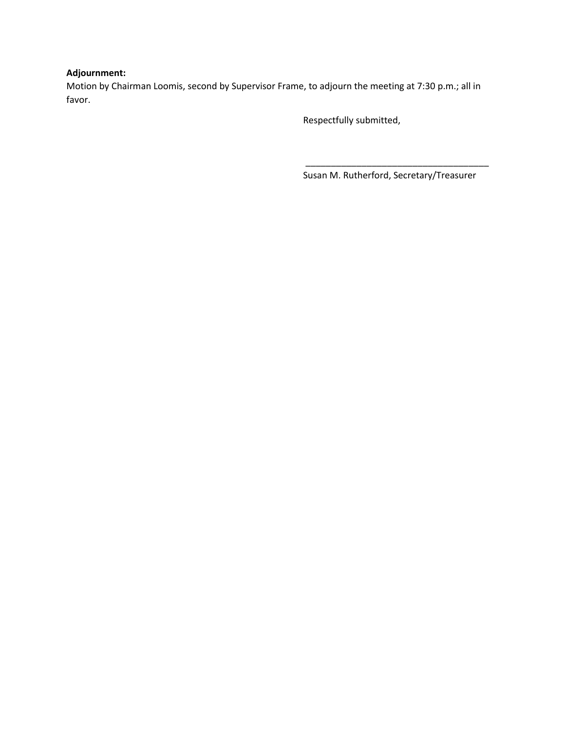**Adjournment:**

Motion by Chairman Loomis, second by Supervisor Frame, to adjourn the meeting at 7:30 p.m.; all in favor.

Respectfully submitted,

_____________________________________

Susan M. Rutherford, Secretary/Treasurer